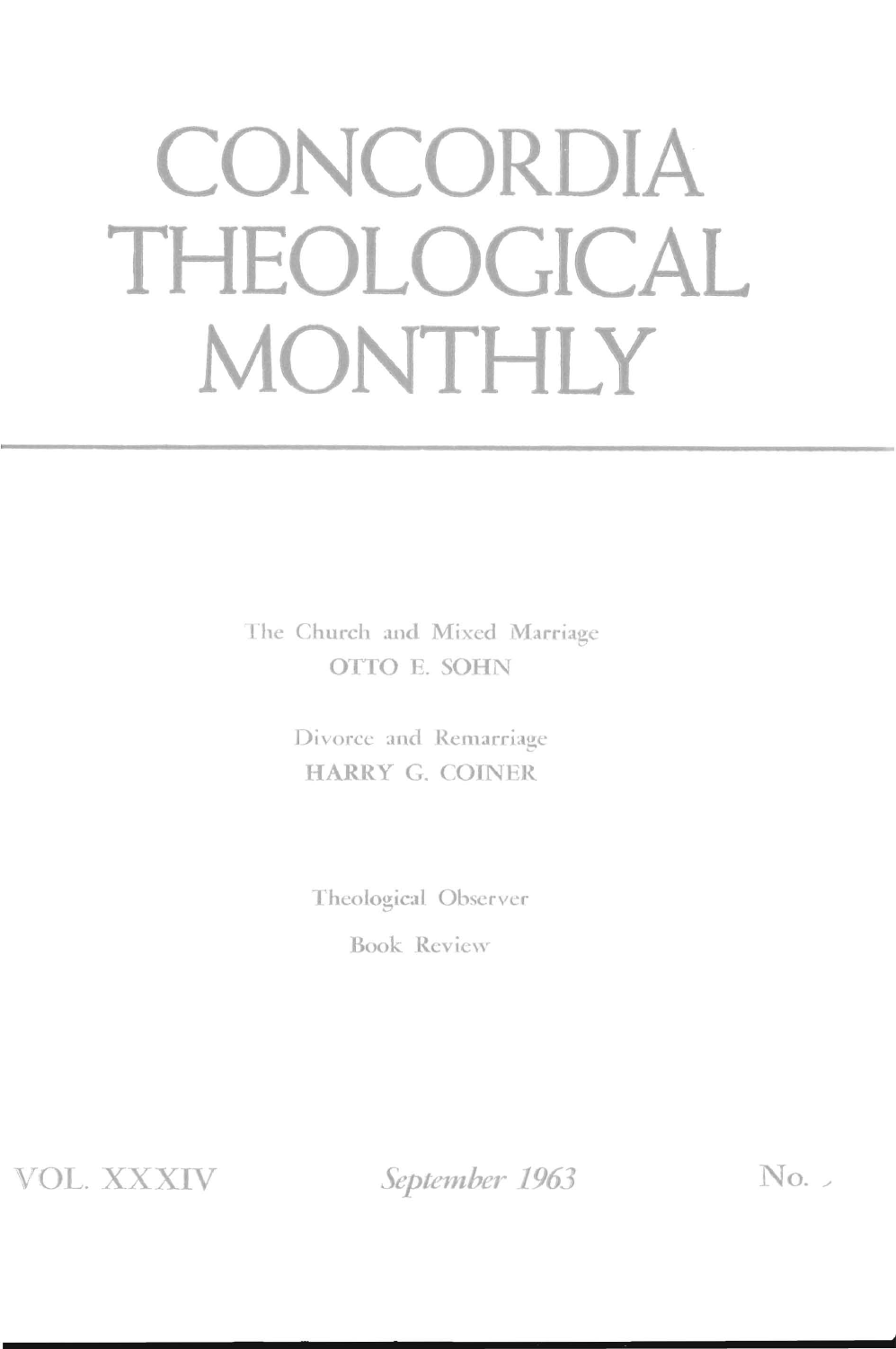# CONCORDIA THEOLOGICAL MONTHLY

---

The Church and Mixed Marriage
OTTO E. SOHN

Divorce and Remarriage
HARRY G. COINER

Theological Observer

Book Review

VOL. XXXIV *September 1963* No. 9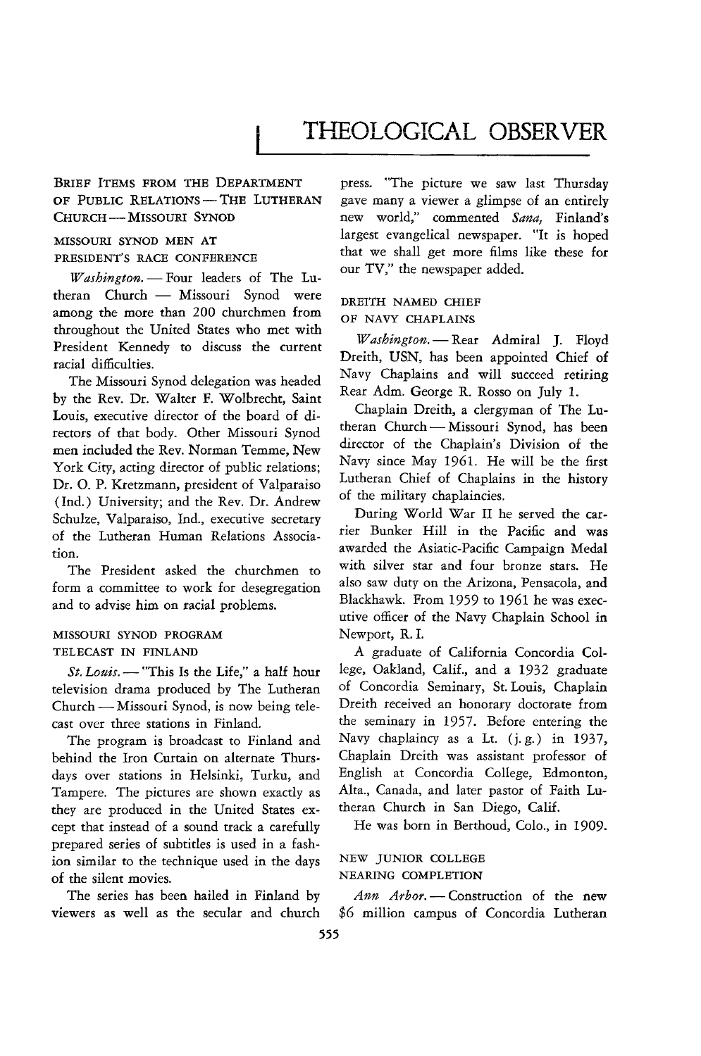# THEOLOGICAL OBSERVER

## BRIEF ITEMS FROM THE DEPARTMENT OF PUBLIC RELATIONS — THE LUTHERAN CHURCH — MISSOURI SYNOD

### MISSOURI SYNOD MEN AT PRESIDENT'S RACE CONFERENCE

*Washington.* — Four leaders of The Lutheran Church — Missouri Synod were among the more than 200 churchmen from throughout the United States who met with President Kennedy to discuss the current racial difficulties.

The Missouri Synod delegation was headed by the Rev. Dr. Walter F. Wolbrecht, Saint Louis, executive director of the board of directors of that body. Other Missouri Synod men included the Rev. Norman Temme, New York City, acting director of public relations; Dr. O. P. Kretzmann, president of Valparaiso (Ind.) University; and the Rev. Dr. Andrew Schulze, Valparaiso, Ind., executive secretary of the Lutheran Human Relations Association.

The President asked the churchmen to form a committee to work for desegregation and to advise him on racial problems.

### MISSOURI SYNOD PROGRAM TELECAST IN FINLAND

*St. Louis.* — "This Is the Life," a half hour television drama produced by The Lutheran Church — Missouri Synod, is now being telecast over three stations in Finland.

The program is broadcast to Finland and behind the Iron Curtain on alternate Thursdays over stations in Helsinki, Turku, and Tampere. The pictures are shown exactly as they are produced in the United States except that instead of a sound track a carefully prepared series of subtitles is used in a fashion similar to the technique used in the days of the silent movies.

The series has been hailed in Finland by viewers as well as the secular and church press. "The picture we saw last Thursday gave many a viewer a glimpse of an entirely new world," commented *Sana,* Finland's largest evangelical newspaper. "It is hoped that we shall get more films like these for our TV," the newspaper added.

### DREITH NAMED CHIEF OF NAVY CHAPLAINS

*Washington.* — Rear Admiral J. Floyd Dreith, USN, has been appointed Chief of Navy Chaplains and will succeed retiring Rear Adm. George R. Rosso on July 1.

Chaplain Dreith, a clergyman of The Lutheran Church — Missouri Synod, has been director of the Chaplain's Division of the Navy since May 1961. He will be the first Lutheran Chief of Chaplains in the history of the military chaplaincies.

During World War II he served the carrier Bunker Hill in the Pacific and was awarded the Asiatic-Pacific Campaign Medal with silver star and four bronze stars. He also saw duty on the Arizona, Pensacola, and Blackhawk. From 1959 to 1961 he was executive officer of the Navy Chaplain School in Newport, R. I.

A graduate of California Concordia College, Oakland, Calif., and a 1932 graduate of Concordia Seminary, St. Louis, Chaplain Dreith received an honorary doctorate from the seminary in 1957. Before entering the Navy chaplaincy as a Lt. (j. g.) in 1937, Chaplain Dreith was assistant professor of English at Concordia College, Edmonton, Alta., Canada, and later pastor of Faith Lutheran Church in San Diego, Calif.

He was born in Berthoud, Colo., in 1909.

### NEW JUNIOR COLLEGE NEARING COMPLETION

*Ann Arbor.* — Construction of the new $6 million campus of Concordia Lutheran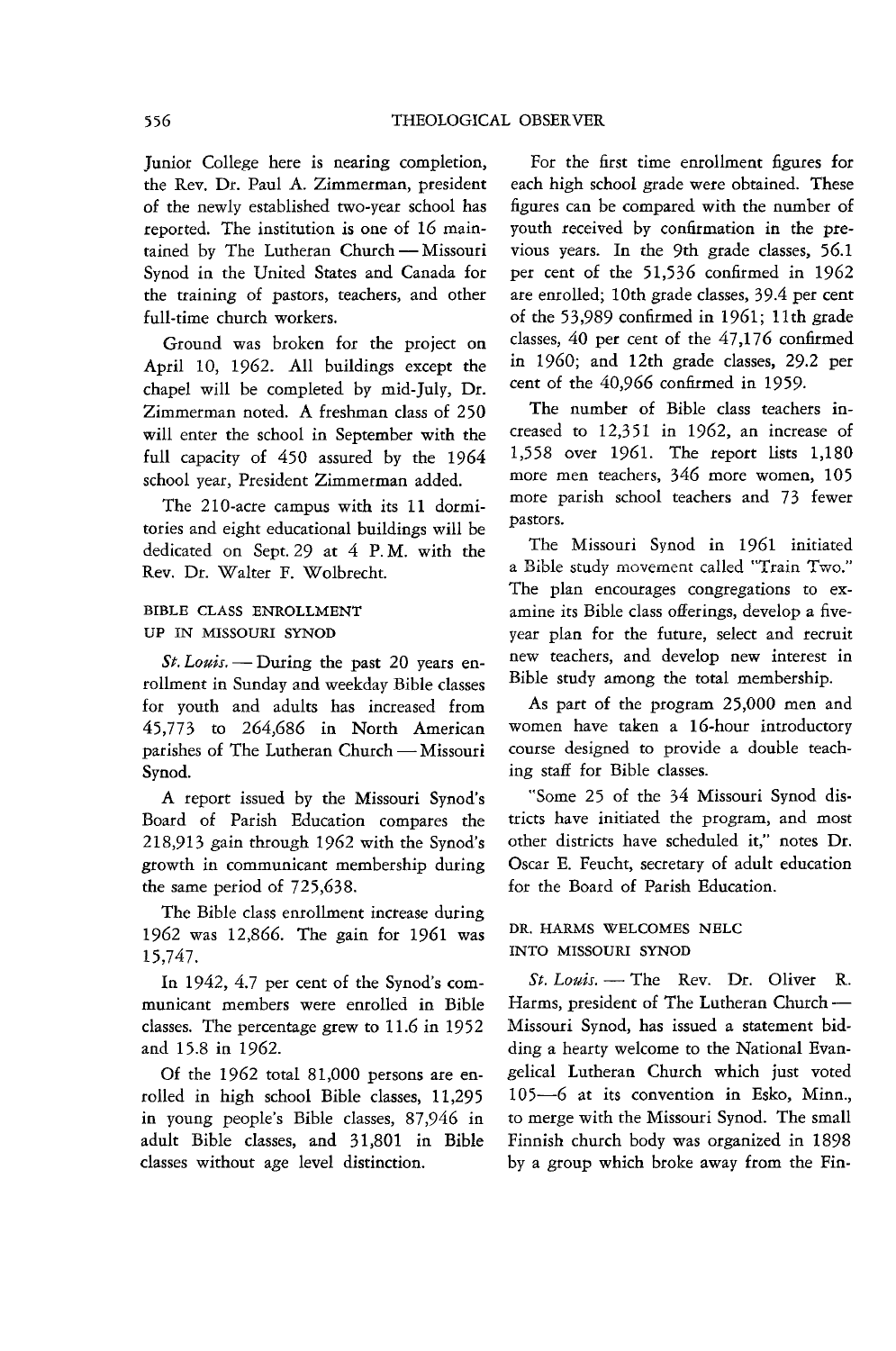Junior College here is nearing completion, the Rev. Dr. Paul A. Zimmerman, president of the newly established two-year school has reported. The institution is one of 16 maintained by The Lutheran Church — Missouri Synod in the United States and Canada for the training of pastors, teachers, and other full-time church workers.

Ground was broken for the project on April 10, 1962. All buildings except the chapel will be completed by mid-July, Dr. Zimmerman noted. A freshman class of 250 will enter the school in September with the full capacity of 450 assured by the 1964 school year, President Zimmerman added.

The 210-acre campus with its 11 dormitories and eight educational buildings will be dedicated on Sept. 29 at 4 P.M. with the Rev. Dr. Walter F. Wolbrecht.

## BIBLE CLASS ENROLLMENT UP IN MISSOURI SYNOD

*St. Louis.* — During the past 20 years enrollment in Sunday and weekday Bible classes for youth and adults has increased from 45,773 to 264,686 in North American parishes of The Lutheran Church — Missouri Synod.

A report issued by the Missouri Synod's Board of Parish Education compares the 218,913 gain through 1962 with the Synod's growth in communicant membership during the same period of 725,638.

The Bible class enrollment increase during 1962 was 12,866. The gain for 1961 was 15,747.

In 1942, 4.7 per cent of the Synod's communicant members were enrolled in Bible classes. The percentage grew to 11.6 in 1952 and 15.8 in 1962.

Of the 1962 total 81,000 persons are enrolled in high school Bible classes, 11,295 in young people's Bible classes, 87,946 in adult Bible classes, and 31,801 in Bible classes without age level distinction.

For the first time enrollment figures for each high school grade were obtained. These figures can be compared with the number of youth received by confirmation in the previous years. In the 9th grade classes, 56.1 per cent of the 51,536 confirmed in 1962 are enrolled; 10th grade classes, 39.4 per cent of the 53,989 confirmed in 1961; 11th grade classes, 40 per cent of the 47,176 confirmed in 1960; and 12th grade classes, 29.2 per cent of the 40,966 confirmed in 1959.

The number of Bible class teachers increased to 12,351 in 1962, an increase of 1,558 over 1961. The report lists 1,180 more men teachers, 346 more women, 105 more parish school teachers and 73 fewer pastors.

The Missouri Synod in 1961 initiated a Bible study movement called "Train Two." The plan encourages congregations to examine its Bible class offerings, develop a five-year plan for the future, select and recruit new teachers, and develop new interest in Bible study among the total membership.

As part of the program 25,000 men and women have taken a 16-hour introductory course designed to provide a double teaching staff for Bible classes.

"Some 25 of the 34 Missouri Synod districts have initiated the program, and most other districts have scheduled it," notes Dr. Oscar E. Feucht, secretary of adult education for the Board of Parish Education.

## DR. HARMS WELCOMES NELC INTO MISSOURI SYNOD

*St. Louis.* — The Rev. Dr. Oliver R. Harms, president of The Lutheran Church — Missouri Synod, has issued a statement bidding a hearty welcome to the National Evangelical Lutheran Church which just voted 105—6 at its convention in Esko, Minn., to merge with the Missouri Synod. The small Finnish church body was organized in 1898 by a group which broke away from the Fin-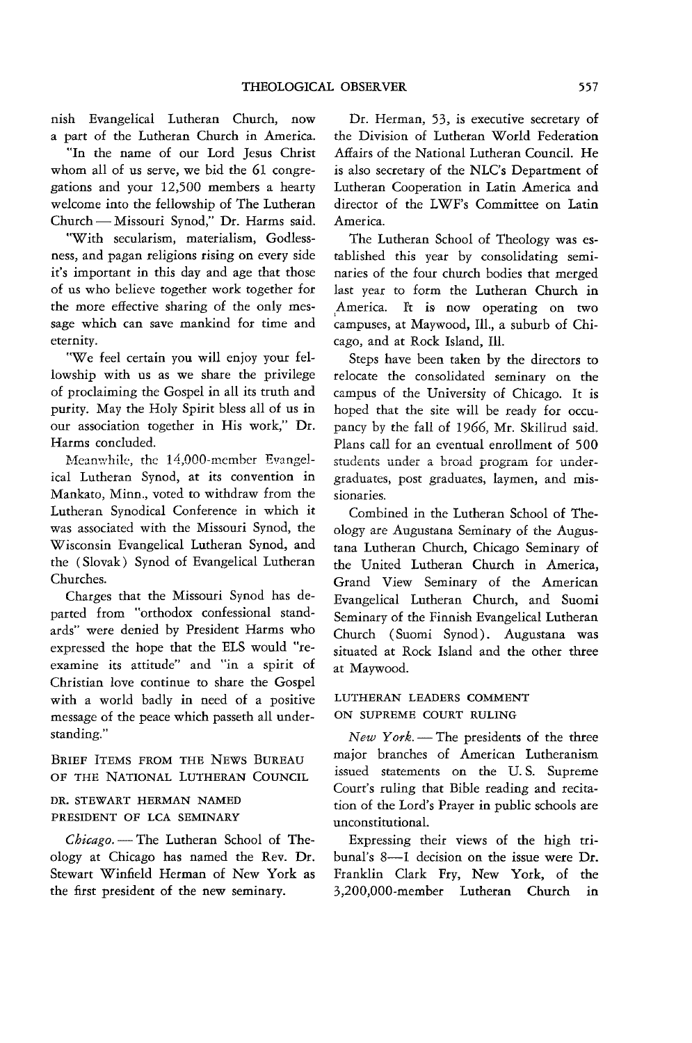nish Evangelical Lutheran Church, now a part of the Lutheran Church in America.

"In the name of our Lord Jesus Christ whom all of us serve, we bid the 61 congregations and your 12,500 members a hearty welcome into the fellowship of The Lutheran Church — Missouri Synod," Dr. Harms said.

"With secularism, materialism, Godlessness, and pagan religions rising on every side it's important in this day and age that those of us who believe together work together for the more effective sharing of the only message which can save mankind for time and eternity.

"We feel certain you will enjoy your fellowship with us as we share the privilege of proclaiming the Gospel in all its truth and purity. May the Holy Spirit bless all of us in our association together in His work," Dr. Harms concluded.

Meanwhile, the 14,000-member Evangelical Lutheran Synod, at its convention in Mankato, Minn., voted to withdraw from the Lutheran Synodical Conference in which it was associated with the Missouri Synod, the Wisconsin Evangelical Lutheran Synod, and the (Slovak) Synod of Evangelical Lutheran Churches.

Charges that the Missouri Synod has departed from "orthodox confessional standards" were denied by President Harms who expressed the hope that the ELS would "reexamine its attitude" and "in a spirit of Christian love continue to share the Gospel with a world badly in need of a positive message of the peace which passeth all understanding."

## BRIEF ITEMS FROM THE NEWS BUREAU OF THE NATIONAL LUTHERAN COUNCIL

### DR. STEWART HERMAN NAMED PRESIDENT OF LCA SEMINARY

*Chicago.* — The Lutheran School of Theology at Chicago has named the Rev. Dr. Stewart Winfield Herman of New York as the first president of the new seminary.

Dr. Herman, 53, is executive secretary of the Division of Lutheran World Federation Affairs of the National Lutheran Council. He is also secretary of the NLC's Department of Lutheran Cooperation in Latin America and director of the LWF's Committee on Latin America.

The Lutheran School of Theology was established this year by consolidating seminaries of the four church bodies that merged last year to form the Lutheran Church in America. It is now operating on two campuses, at Maywood, Ill., a suburb of Chicago, and at Rock Island, Ill.

Steps have been taken by the directors to relocate the consolidated seminary on the campus of the University of Chicago. It is hoped that the site will be ready for occupancy by the fall of 1966, Mr. Skillrud said. Plans call for an eventual enrollment of 500 students under a broad program for undergraduates, post graduates, laymen, and missionaries.

Combined in the Lutheran School of Theology are Augustana Seminary of the Augustana Lutheran Church, Chicago Seminary of the United Lutheran Church in America, Grand View Seminary of the American Evangelical Lutheran Church, and Suomi Seminary of the Finnish Evangelical Lutheran Church (Suomi Synod). Augustana was situated at Rock Island and the other three at Maywood.

### LUTHERAN LEADERS COMMENT ON SUPREME COURT RULING

*New York.* — The presidents of the three major branches of American Lutheranism issued statements on the U. S. Supreme Court's ruling that Bible reading and recitation of the Lord's Prayer in public schools are unconstitutional.

Expressing their views of the high tribunal's 8—1 decision on the issue were Dr. Franklin Clark Fry, New York, of the 3,200,000-member Lutheran Church in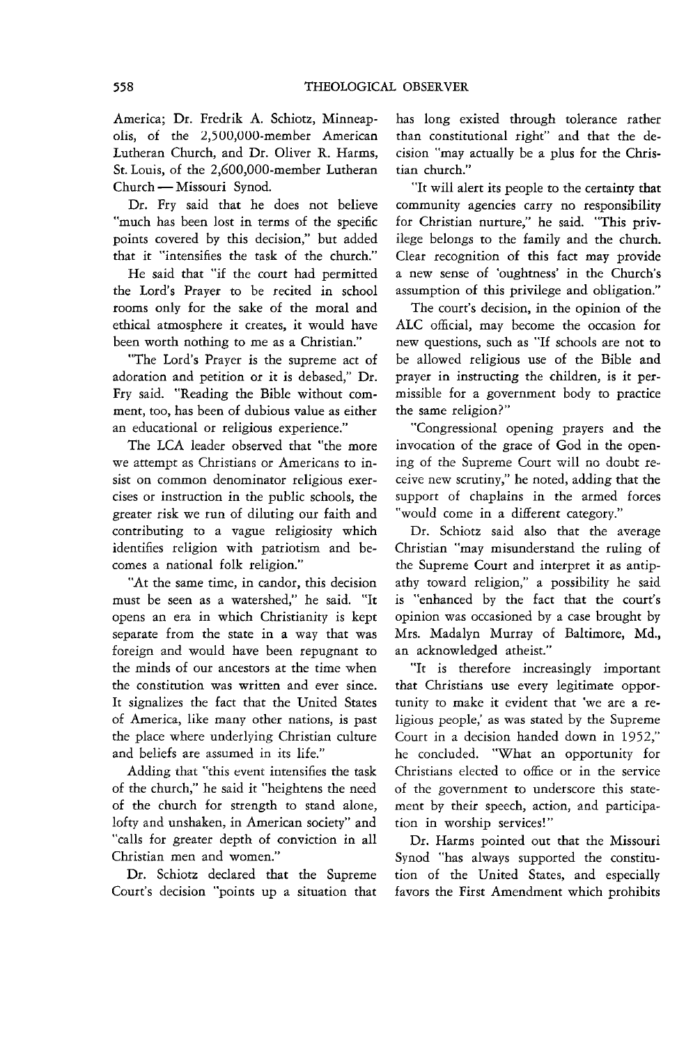America; Dr. Fredrik A. Schiotz, Minneapolis, of the 2,500,000-member American Lutheran Church, and Dr. Oliver R. Harms, St. Louis, of the 2,600,000-member Lutheran Church — Missouri Synod.

Dr. Fry said that he does not believe "much has been lost in terms of the specific points covered by this decision," but added that it "intensifies the task of the church."

He said that "if the court had permitted the Lord's Prayer to be recited in school rooms only for the sake of the moral and ethical atmosphere it creates, it would have been worth nothing to me as a Christian."

"The Lord's Prayer is the supreme act of adoration and petition or it is debased," Dr. Fry said. "Reading the Bible without comment, too, has been of dubious value as either an educational or religious experience."

The LCA leader observed that "the more we attempt as Christians or Americans to insist on common denominator religious exercises or instruction in the public schools, the greater risk we run of diluting our faith and contributing to a vague religiosity which identifies religion with patriotism and becomes a national folk religion."

"At the same time, in candor, this decision must be seen as a watershed," he said. "It opens an era in which Christianity is kept separate from the state in a way that was foreign and would have been repugnant to the minds of our ancestors at the time when the constitution was written and ever since. It signalizes the fact that the United States of America, like many other nations, is past the place where underlying Christian culture and beliefs are assumed in its life."

Adding that "this event intensifies the task of the church," he said it "heightens the need of the church for strength to stand alone, lofty and unshaken, in American society" and "calls for greater depth of conviction in all Christian men and women."

Dr. Schiotz declared that the Supreme Court's decision "points up a situation that has long existed through tolerance rather than constitutional right" and that the decision "may actually be a plus for the Christian church."

"It will alert its people to the certainty that community agencies carry no responsibility for Christian nurture," he said. "This privilege belongs to the family and the church. Clear recognition of this fact may provide a new sense of 'oughtness' in the Church's assumption of this privilege and obligation."

The court's decision, in the opinion of the ALC official, may become the occasion for new questions, such as "If schools are not to be allowed religious use of the Bible and prayer in instructing the children, is it permissible for a government body to practice the same religion?"

"Congressional opening prayers and the invocation of the grace of God in the opening of the Supreme Court will no doubt receive new scrutiny," he noted, adding that the support of chaplains in the armed forces "would come in a different category."

Dr. Schiotz said also that the average Christian "may misunderstand the ruling of the Supreme Court and interpret it as antipathy toward religion," a possibility he said is "enhanced by the fact that the court's opinion was occasioned by a case brought by Mrs. Madalyn Murray of Baltimore, Md., an acknowledged atheist."

"It is therefore increasingly important that Christians use every legitimate opportunity to make it evident that 'we are a religious people,' as was stated by the Supreme Court in a decision handed down in 1952," he concluded. "What an opportunity for Christians elected to office or in the service of the government to underscore this statement by their speech, action, and participation in worship services!"

Dr. Harms pointed out that the Missouri Synod "has always supported the constitution of the United States, and especially favors the First Amendment which prohibits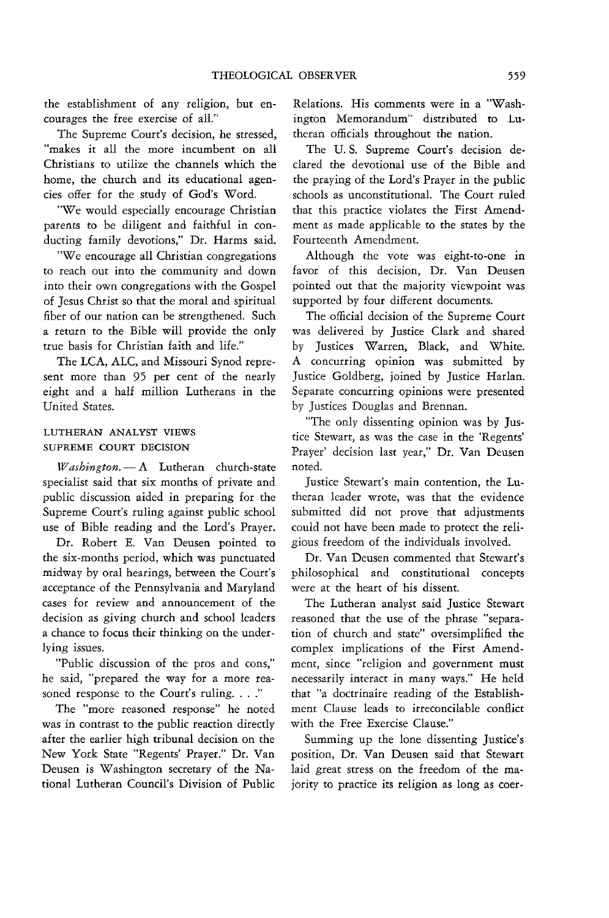the establishment of any religion, but encourages the free exercise of all."

The Supreme Court's decision, he stressed, "makes it all the more incumbent on all Christians to utilize the channels which the home, the church and its educational agencies offer for the study of God's Word.

"We would especially encourage Christian parents to be diligent and faithful in conducting family devotions," Dr. Harms said.

"We encourage all Christian congregations to reach out into the community and down into their own congregations with the Gospel of Jesus Christ so that the moral and spiritual fiber of our nation can be strengthened. Such a return to the Bible will provide the only true basis for Christian faith and life."

The LCA, ALC, and Missouri Synod represent more than 95 per cent of the nearly eight and a half million Lutherans in the United States.

### LUTHERAN ANALYST VIEWS SUPREME COURT DECISION

*Washington.* — A Lutheran church-state specialist said that six months of private and public discussion aided in preparing for the Supreme Court's ruling against public school use of Bible reading and the Lord's Prayer.

Dr. Robert E. Van Deusen pointed to the six-months period, which was punctuated midway by oral hearings, between the Court's acceptance of the Pennsylvania and Maryland cases for review and announcement of the decision as giving church and school leaders a chance to focus their thinking on the underlying issues.

"Public discussion of the pros and cons," he said, "prepared the way for a more reasoned response to the Court's ruling. . . ."

The "more reasoned response" he noted was in contrast to the public reaction directly after the earlier high tribunal decision on the New York State "Regents' Prayer." Dr. Van Deusen is Washington secretary of the National Lutheran Council's Division of Public Relations. His comments were in a "Washington Memorandum" distributed to Lutheran officials throughout the nation.

The U. S. Supreme Court's decision declared the devotional use of the Bible and the praying of the Lord's Prayer in the public schools as unconstitutional. The Court ruled that this practice violates the First Amendment as made applicable to the states by the Fourteenth Amendment.

Although the vote was eight-to-one in favor of this decision, Dr. Van Deusen pointed out that the majority viewpoint was supported by four different documents.

The official decision of the Supreme Court was delivered by Justice Clark and shared by Justices Warren, Black, and White. A concurring opinion was submitted by Justice Goldberg, joined by Justice Harlan. Separate concurring opinions were presented by Justices Douglas and Brennan.

"The only dissenting opinion was by Justice Stewart, as was the case in the 'Regents' Prayer' decision last year," Dr. Van Deusen noted.

Justice Stewart's main contention, the Lutheran leader wrote, was that the evidence submitted did not prove that adjustments could not have been made to protect the religious freedom of the individuals involved.

Dr. Van Deusen commented that Stewart's philosophical and constitutional concepts were at the heart of his dissent.

The Lutheran analyst said Justice Stewart reasoned that the use of the phrase "separation of church and state" oversimplified the complex implications of the First Amendment, since "religion and government must necessarily interact in many ways." He held that "a doctrinaire reading of the Establishment Clause leads to irreconcilable conflict with the Free Exercise Clause."

Summing up the lone dissenting Justice's position, Dr. Van Deusen said that Stewart laid great stress on the freedom of the majority to practice its religion as long as coer-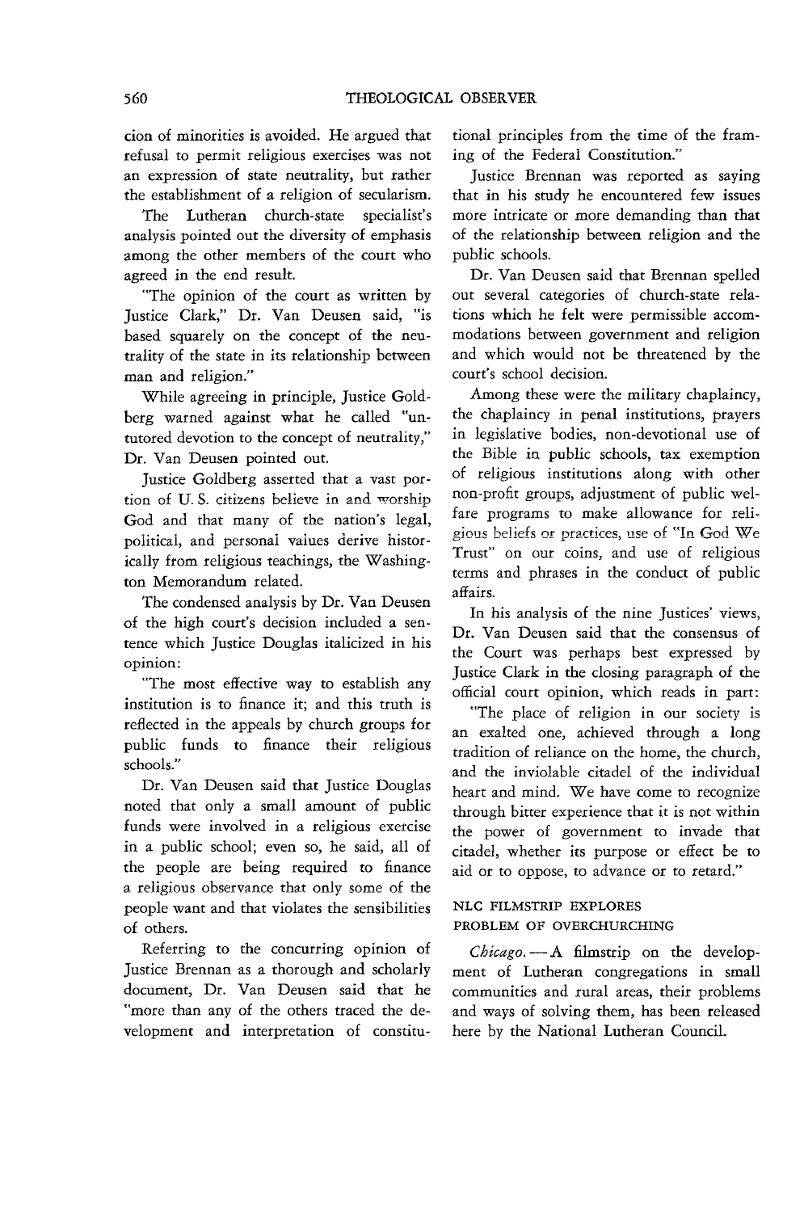cion of minorities is avoided. He argued that refusal to permit religious exercises was not an expression of state neutrality, but rather the establishment of a religion of secularism.

The Lutheran church-state specialist's analysis pointed out the diversity of emphasis among the other members of the court who agreed in the end result.

"The opinion of the court as written by Justice Clark," Dr. Van Deusen said, "is based squarely on the concept of the neutrality of the state in its relationship between man and religion."

While agreeing in principle, Justice Goldberg warned against what he called "untutored devotion to the concept of neutrality," Dr. Van Deusen pointed out.

Justice Goldberg asserted that a vast portion of U. S. citizens believe in and worship God and that many of the nation's legal, political, and personal values derive historically from religious teachings, the Washington Memorandum related.

The condensed analysis by Dr. Van Deusen of the high court's decision included a sentence which Justice Douglas italicized in his opinion:

"The most effective way to establish any institution is to finance it; and this truth is reflected in the appeals by church groups for public funds to finance their religious schools."

Dr. Van Deusen said that Justice Douglas noted that only a small amount of public funds were involved in a religious exercise in a public school; even so, he said, all of the people are being required to finance a religious observance that only some of the people want and that violates the sensibilities of others.

Referring to the concurring opinion of Justice Brennan as a thorough and scholarly document, Dr. Van Deusen said that he "more than any of the others traced the development and interpretation of constitutional principles from the time of the framing of the Federal Constitution."

Justice Brennan was reported as saying that in his study he encountered few issues more intricate or more demanding than that of the relationship between religion and the public schools.

Dr. Van Deusen said that Brennan spelled out several categories of church-state relations which he felt were permissible accommodations between government and religion and which would not be threatened by the court's school decision.

Among these were the military chaplaincy, the chaplaincy in penal institutions, prayers in legislative bodies, non-devotional use of the Bible in public schools, tax exemption of religious institutions along with other non-profit groups, adjustment of public welfare programs to make allowance for religious beliefs or practices, use of "In God We Trust" on our coins, and use of religious terms and phrases in the conduct of public affairs.

In his analysis of the nine Justices' views, Dr. Van Deusen said that the consensus of the Court was perhaps best expressed by Justice Clark in the closing paragraph of the official court opinion, which reads in part:

"The place of religion in our society is an exalted one, achieved through a long tradition of reliance on the home, the church, and the inviolable citadel of the individual heart and mind. We have come to recognize through bitter experience that it is not within the power of government to invade that citadel, whether its purpose or effect be to aid or to oppose, to advance or to retard."

## NLC FILMSTRIP EXPLORES PROBLEM OF OVERCHURCHING

*Chicago.* — A filmstrip on the development of Lutheran congregations in small communities and rural areas, their problems and ways of solving them, has been released here by the National Lutheran Council.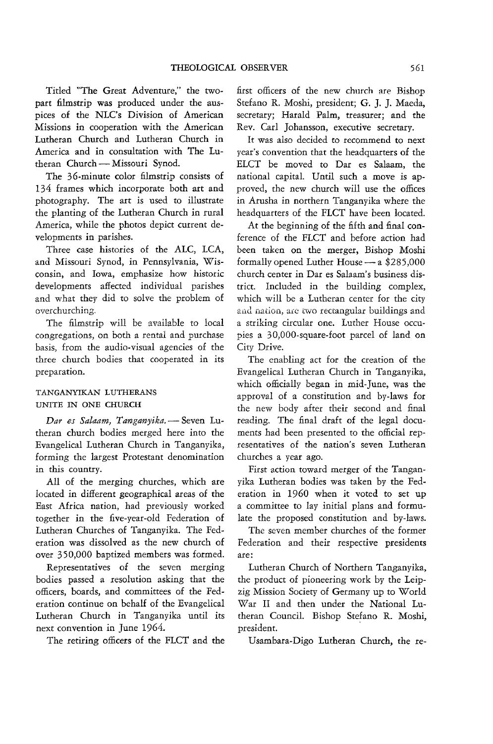Titled "The Great Adventure," the two-part filmstrip was produced under the auspices of the NLC's Division of American Missions in cooperation with the American Lutheran Church and Lutheran Church in America and in consultation with The Lutheran Church — Missouri Synod.

The 36-minute color filmstrip consists of 134 frames which incorporate both art and photography. The art is used to illustrate the planting of the Lutheran Church in rural America, while the photos depict current developments in parishes.

Three case histories of the ALC, LCA, and Missouri Synod, in Pennsylvania, Wisconsin, and Iowa, emphasize how historic developments affected individual parishes and what they did to solve the problem of overchurching.

The filmstrip will be available to local congregations, on both a rental and purchase basis, from the audio-visual agencies of the three church bodies that cooperated in its preparation.

TANGANYIKAN LUTHERANS UNITE IN ONE CHURCH

*Dar es Salaam, Tanganyika.* — Seven Lutheran church bodies merged here into the Evangelical Lutheran Church in Tanganyika, forming the largest Protestant denomination in this country.

All of the merging churches, which are located in different geographical areas of the East Africa nation, had previously worked together in the five-year-old Federation of Lutheran Churches of Tanganyika. The Federation was dissolved as the new church of over 350,000 baptized members was formed.

Representatives of the seven merging bodies passed a resolution asking that the officers, boards, and committees of the Federation continue on behalf of the Evangelical Lutheran Church in Tanganyika until its next convention in June 1964.

The retiring officers of the FLCT and the first officers of the new church are Bishop Stefano R. Moshi, president; G. J. J. Maeda, secretary; Harald Palm, treasurer; and the Rev. Carl Johansson, executive secretary.

It was also decided to recommend to next year's convention that the headquarters of the ELCT be moved to Dar es Salaam, the national capital. Until such a move is approved, the new church will use the offices in Arusha in northern Tanganyika where the headquarters of the FLCT have been located.

At the beginning of the fifth and final conference of the FLCT and before action had been taken on the merger, Bishop Moshi formally opened Luther House — a $285,000 church center in Dar es Salaam's business district. Included in the building complex, which will be a Lutheran center for the city and nation, are two rectangular buildings and a striking circular one. Luther House occupies a 30,000-square-foot parcel of land on City Drive.

The enabling act for the creation of the Evangelical Lutheran Church in Tanganyika, which officially began in mid-June, was the approval of a constitution and by-laws for the new body after their second and final reading. The final draft of the legal documents had been presented to the official representatives of the nation's seven Lutheran churches a year ago.

First action toward merger of the Tanganyika Lutheran bodies was taken by the Federation in 1960 when it voted to set up a committee to lay initial plans and formulate the proposed constitution and by-laws.

The seven member churches of the former Federation and their respective presidents are:

Lutheran Church of Northern Tanganyika, the product of pioneering work by the Leipzig Mission Society of Germany up to World War II and then under the National Lutheran Council. Bishop Stefano R. Moshi, president.

Usambara-Digo Lutheran Church, the re-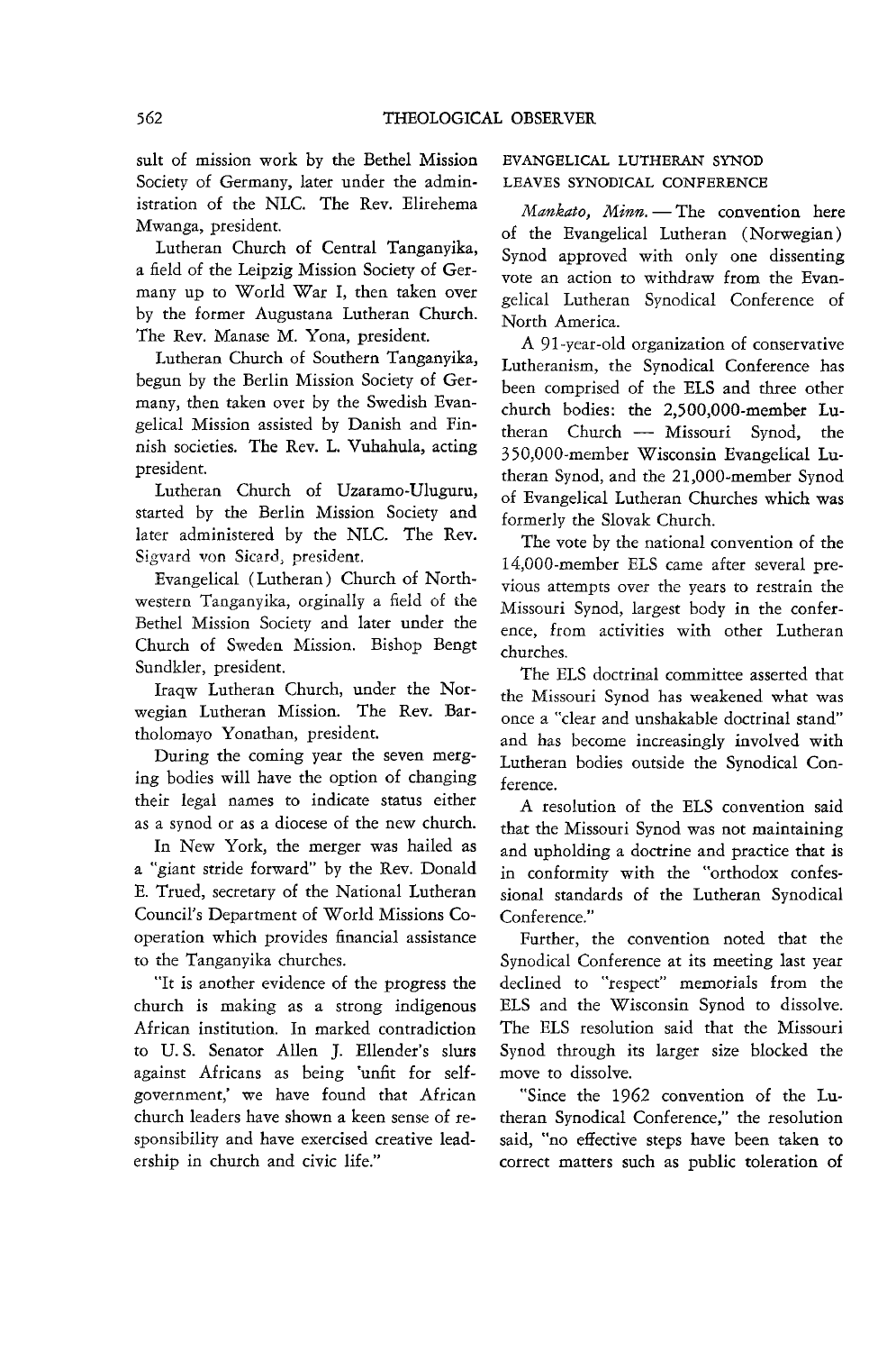sult of mission work by the Bethel Mission Society of Germany, later under the administration of the NLC. The Rev. Elirehema Mwanga, president.

Lutheran Church of Central Tanganyika, a field of the Leipzig Mission Society of Germany up to World War I, then taken over by the former Augustana Lutheran Church. The Rev. Manase M. Yona, president.

Lutheran Church of Southern Tanganyika, begun by the Berlin Mission Society of Germany, then taken over by the Swedish Evangelical Mission assisted by Danish and Finnish societies. The Rev. L. Vuhahula, acting president.

Lutheran Church of Uzaramo-Uluguru, started by the Berlin Mission Society and later administered by the NLC. The Rev. Sigvard von Sicard, president.

Evangelical (Lutheran) Church of Northwestern Tanganyika, orginally a field of the Bethel Mission Society and later under the Church of Sweden Mission. Bishop Bengt Sundkler, president.

Iraqw Lutheran Church, under the Norwegian Lutheran Mission. The Rev. Bartholomayo Yonathan, president.

During the coming year the seven merging bodies will have the option of changing their legal names to indicate status either as a synod or as a diocese of the new church.

In New York, the merger was hailed as a "giant stride forward" by the Rev. Donald E. Trued, secretary of the National Lutheran Council's Department of World Missions Cooperation which provides financial assistance to the Tanganyika churches.

"It is another evidence of the progress the church is making as a strong indigenous African institution. In marked contradiction to U. S. Senator Allen J. Ellender's slurs against Africans as being 'unfit for self-government,' we have found that African church leaders have shown a keen sense of responsibility and have exercised creative leadership in church and civic life."

## EVANGELICAL LUTHERAN SYNOD LEAVES SYNODICAL CONFERENCE

*Mankato, Minn.* — The convention here of the Evangelical Lutheran (Norwegian) Synod approved with only one dissenting vote an action to withdraw from the Evangelical Lutheran Synodical Conference of North America.

A 91-year-old organization of conservative Lutheranism, the Synodical Conference has been comprised of the ELS and three other church bodies: the 2,500,000-member Lutheran Church — Missouri Synod, the 350,000-member Wisconsin Evangelical Lutheran Synod, and the 21,000-member Synod of Evangelical Lutheran Churches which was formerly the Slovak Church.

The vote by the national convention of the 14,000-member ELS came after several previous attempts over the years to restrain the Missouri Synod, largest body in the conference, from activities with other Lutheran churches.

The ELS doctrinal committee asserted that the Missouri Synod has weakened what was once a "clear and unshakable doctrinal stand" and has become increasingly involved with Lutheran bodies outside the Synodical Conference.

A resolution of the ELS convention said that the Missouri Synod was not maintaining and upholding a doctrine and practice that is in conformity with the "orthodox confessional standards of the Lutheran Synodical Conference."

Further, the convention noted that the Synodical Conference at its meeting last year declined to "respect" memorials from the ELS and the Wisconsin Synod to dissolve. The ELS resolution said that the Missouri Synod through its larger size blocked the move to dissolve.

"Since the 1962 convention of the Lutheran Synodical Conference," the resolution said, "no effective steps have been taken to correct matters such as public toleration of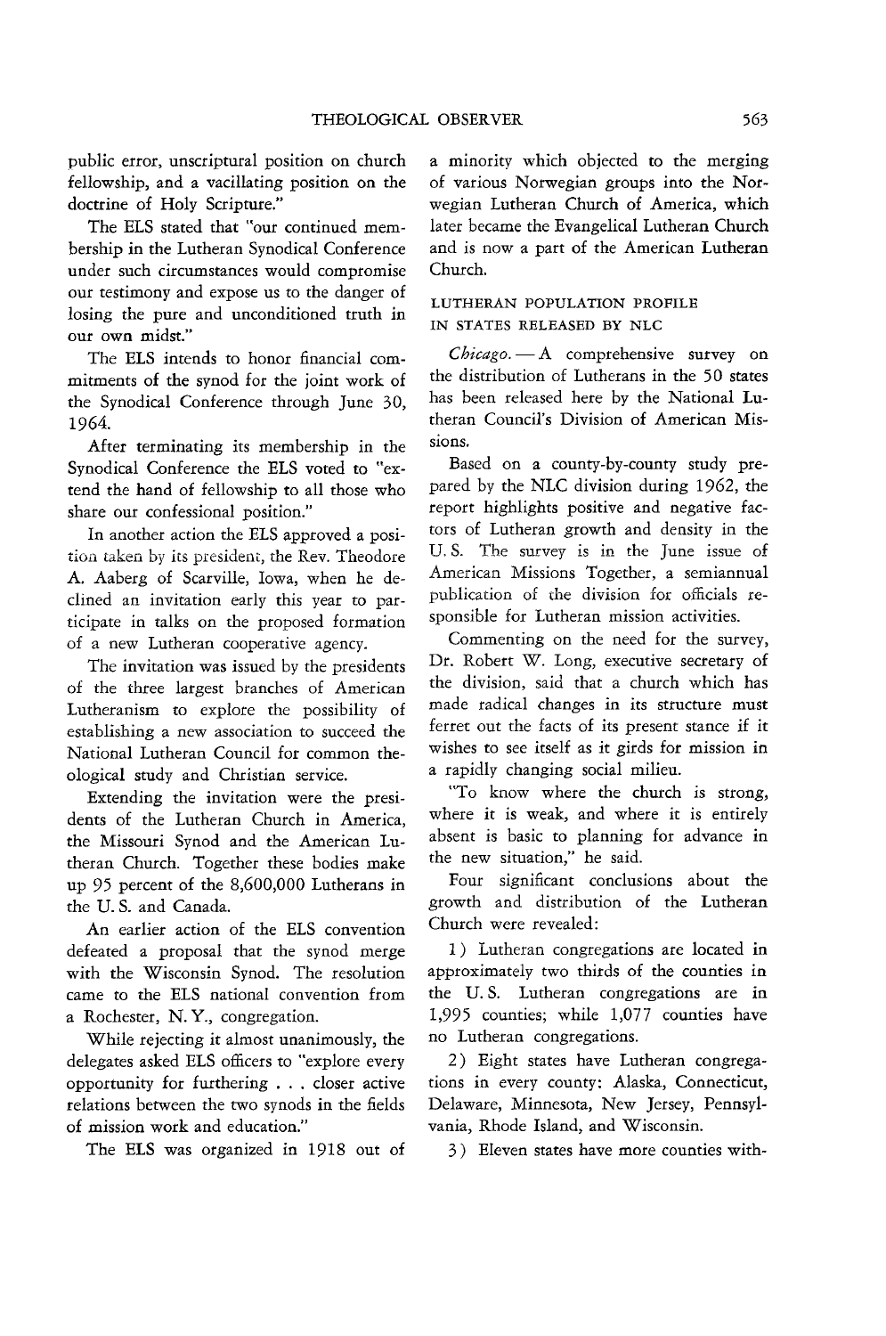public error, unscriptural position on church fellowship, and a vacillating position on the doctrine of Holy Scripture."

The ELS stated that "our continued membership in the Lutheran Synodical Conference under such circumstances would compromise our testimony and expose us to the danger of losing the pure and unconditioned truth in our own midst."

The ELS intends to honor financial commitments of the synod for the joint work of the Synodical Conference through June 30, 1964.

After terminating its membership in the Synodical Conference the ELS voted to "extend the hand of fellowship to all those who share our confessional position."

In another action the ELS approved a position taken by its president, the Rev. Theodore A. Aaberg of Scarville, Iowa, when he declined an invitation early this year to participate in talks on the proposed formation of a new Lutheran cooperative agency.

The invitation was issued by the presidents of the three largest branches of American Lutheranism to explore the possibility of establishing a new association to succeed the National Lutheran Council for common theological study and Christian service.

Extending the invitation were the presidents of the Lutheran Church in America, the Missouri Synod and the American Lutheran Church. Together these bodies make up 95 percent of the 8,600,000 Lutherans in the U. S. and Canada.

An earlier action of the ELS convention defeated a proposal that the synod merge with the Wisconsin Synod. The resolution came to the ELS national convention from a Rochester, N. Y., congregation.

While rejecting it almost unanimously, the delegates asked ELS officers to "explore every opportunity for furthering . . . closer active relations between the two synods in the fields of mission work and education."

The ELS was organized in 1918 out of a minority which objected to the merging of various Norwegian groups into the Norwegian Lutheran Church of America, which later became the Evangelical Lutheran Church and is now a part of the American Lutheran Church.

## LUTHERAN POPULATION PROFILE IN STATES RELEASED BY NLC

*Chicago.* — A comprehensive survey on the distribution of Lutherans in the 50 states has been released here by the National Lutheran Council's Division of American Missions.

Based on a county-by-county study prepared by the NLC division during 1962, the report highlights positive and negative factors of Lutheran growth and density in the U. S. The survey is in the June issue of American Missions Together, a semiannual publication of the division for officials responsible for Lutheran mission activities.

Commenting on the need for the survey, Dr. Robert W. Long, executive secretary of the division, said that a church which has made radical changes in its structure must ferret out the facts of its present stance if it wishes to see itself as it girds for mission in a rapidly changing social milieu.

"To know where the church is strong, where it is weak, and where it is entirely absent is basic to planning for advance in the new situation," he said.

Four significant conclusions about the growth and distribution of the Lutheran Church were revealed:

1) Lutheran congregations are located in approximately two thirds of the counties in the U. S. Lutheran congregations are in 1,995 counties; while 1,077 counties have no Lutheran congregations.

2) Eight states have Lutheran congregations in every county: Alaska, Connecticut, Delaware, Minnesota, New Jersey, Pennsylvania, Rhode Island, and Wisconsin.

3) Eleven states have more counties with-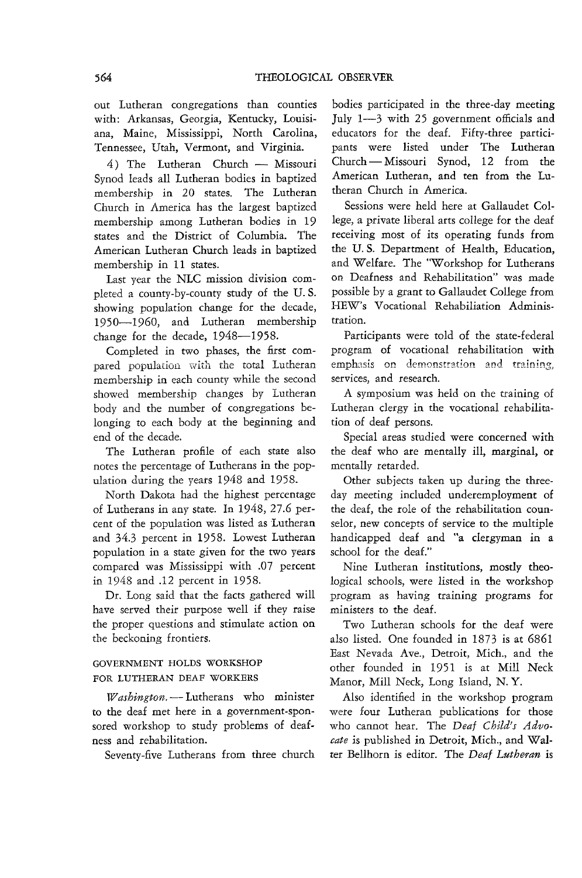out Lutheran congregations than counties with: Arkansas, Georgia, Kentucky, Louisiana, Maine, Mississippi, North Carolina, Tennessee, Utah, Vermont, and Virginia.

4) The Lutheran Church — Missouri Synod leads all Lutheran bodies in baptized membership in 20 states. The Lutheran Church in America has the largest baptized membership among Lutheran bodies in 19 states and the District of Columbia. The American Lutheran Church leads in baptized membership in 11 states.

Last year the NLC mission division completed a county-by-county study of the U. S. showing population change for the decade, 1950—1960, and Lutheran membership change for the decade, 1948—1958.

Completed in two phases, the first compared population with the total Lutheran membership in each county while the second showed membership changes by Lutheran body and the number of congregations belonging to each body at the beginning and end of the decade.

The Lutheran profile of each state also notes the percentage of Lutherans in the population during the years 1948 and 1958.

North Dakota had the highest percentage of Lutherans in any state. In 1948, 27.6 percent of the population was listed as Lutheran and 34.3 percent in 1958. Lowest Lutheran population in a state given for the two years compared was Mississippi with .07 percent in 1948 and .12 percent in 1958.

Dr. Long said that the facts gathered will have served their purpose well if they raise the proper questions and stimulate action on the beckoning frontiers.

## GOVERNMENT HOLDS WORKSHOP FOR LUTHERAN DEAF WORKERS

*Washington.* — Lutherans who minister to the deaf met here in a government-sponsored workshop to study problems of deafness and rehabilitation.

Seventy-five Lutherans from three church bodies participated in the three-day meeting July 1—3 with 25 government officials and educators for the deaf. Fifty-three participants were listed under The Lutheran Church — Missouri Synod, 12 from the American Lutheran, and ten from the Lutheran Church in America.

Sessions were held here at Gallaudet College, a private liberal arts college for the deaf receiving most of its operating funds from the U. S. Department of Health, Education, and Welfare. The "Workshop for Lutherans on Deafness and Rehabilitation" was made possible by a grant to Gallaudet College from HEW's Vocational Rehabiliation Administration.

Participants were told of the state-federal program of vocational rehabilitation with emphasis on demonstration and training, services, and research.

A symposium was held on the training of Lutheran clergy in the vocational rehabilitation of deaf persons.

Special areas studied were concerned with the deaf who are mentally ill, marginal, or mentally retarded.

Other subjects taken up during the three-day meeting included underemployment of the deaf, the role of the rehabilitation counselor, new concepts of service to the multiple handicapped deaf and "a clergyman in a school for the deaf."

Nine Lutheran institutions, mostly theological schools, were listed in the workshop program as having training programs for ministers to the deaf.

Two Lutheran schools for the deaf were also listed. One founded in 1873 is at 6861 East Nevada Ave., Detroit, Mich., and the other founded in 1951 is at Mill Neck Manor, Mill Neck, Long Island, N. Y.

Also identified in the workshop program were four Lutheran publications for those who cannot hear. The *Deaf Child's Advocate* is published in Detroit, Mich., and Walter Bellhorn is editor. The *Deaf Lutheran* is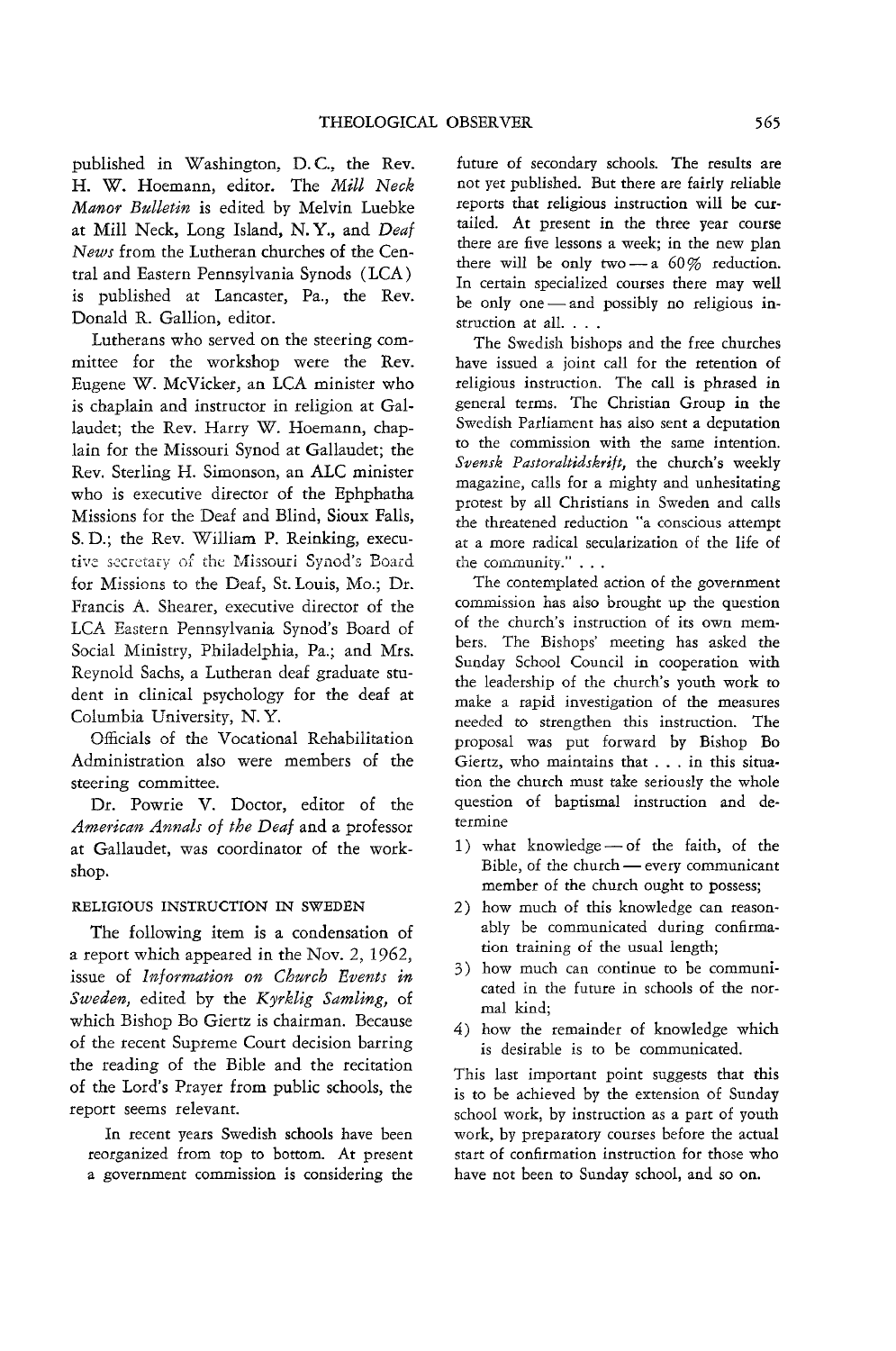published in Washington, D.C., the Rev. H. W. Hoemann, editor. The *Mill Neck Manor Bulletin* is edited by Melvin Luebke at Mill Neck, Long Island, N.Y., and *Deaf News* from the Lutheran churches of the Central and Eastern Pennsylvania Synods (LCA) is published at Lancaster, Pa., the Rev. Donald R. Gallion, editor.

Lutherans who served on the steering committee for the workshop were the Rev. Eugene W. McVicker, an LCA minister who is chaplain and instructor in religion at Gallaudet; the Rev. Harry W. Hoemann, chaplain for the Missouri Synod at Gallaudet; the Rev. Sterling H. Simonson, an ALC minister who is executive director of the Ephphatha Missions for the Deaf and Blind, Sioux Falls, S.D.; the Rev. William P. Reinking, executive secretary of the Missouri Synod's Board for Missions to the Deaf, St. Louis, Mo.; Dr. Francis A. Shearer, executive director of the LCA Eastern Pennsylvania Synod's Board of Social Ministry, Philadelphia, Pa.; and Mrs. Reynold Sachs, a Lutheran deaf graduate student in clinical psychology for the deaf at Columbia University, N.Y.

Officials of the Vocational Rehabilitation Administration also were members of the steering committee.

Dr. Powrie V. Doctor, editor of the *American Annals of the Deaf* and a professor at Gallaudet, was coordinator of the workshop.

## RELIGIOUS INSTRUCTION IN SWEDEN

The following item is a condensation of a report which appeared in the Nov. 2, 1962, issue of *Information on Church Events in Sweden,* edited by the *Kyrklig Samling,* of which Bishop Bo Giertz is chairman. Because of the recent Supreme Court decision barring the reading of the Bible and the recitation of the Lord's Prayer from public schools, the report seems relevant.

> In recent years Swedish schools have been reorganized from top to bottom. At present a government commission is considering the future of secondary schools. The results are not yet published. But there are fairly reliable reports that religious instruction will be curtailed. At present in the three year course there are five lessons a week; in the new plan there will be only two — a 60% reduction. In certain specialized courses there may well be only one — and possibly no religious instruction at all. . . .
>
> The Swedish bishops and the free churches have issued a joint call for the retention of religious instruction. The call is phrased in general terms. The Christian Group in the Swedish Parliament has also sent a deputation to the commission with the same intention. *Svensk Pastoraltidskrift,* the church's weekly magazine, calls for a mighty and unhesitating protest by all Christians in Sweden and calls the threatened reduction "a conscious attempt at a more radical secularization of the life of the community." . . .
>
> The contemplated action of the government commission has also brought up the question of the church's instruction of its own members. The Bishops' meeting has asked the Sunday School Council in cooperation with the leadership of the church's youth work to make a rapid investigation of the measures needed to strengthen this instruction. The proposal was put forward by Bishop Bo Giertz, who maintains that . . . in this situation the church must take seriously the whole question of baptismal instruction and determine
>
> 1) what knowledge — of the faith, of the Bible, of the church — every communicant member of the church ought to possess;
> 2) how much of this knowledge can reasonably be communicated during confirmation training of the usual length;
> 3) how much can continue to be communicated in the future in schools of the normal kind;
> 4) how the remainder of knowledge which is desirable is to be communicated.
>
> This last important point suggests that this is to be achieved by the extension of Sunday school work, by instruction as a part of youth work, by preparatory courses before the actual start of confirmation instruction for those who have not been to Sunday school, and so on.